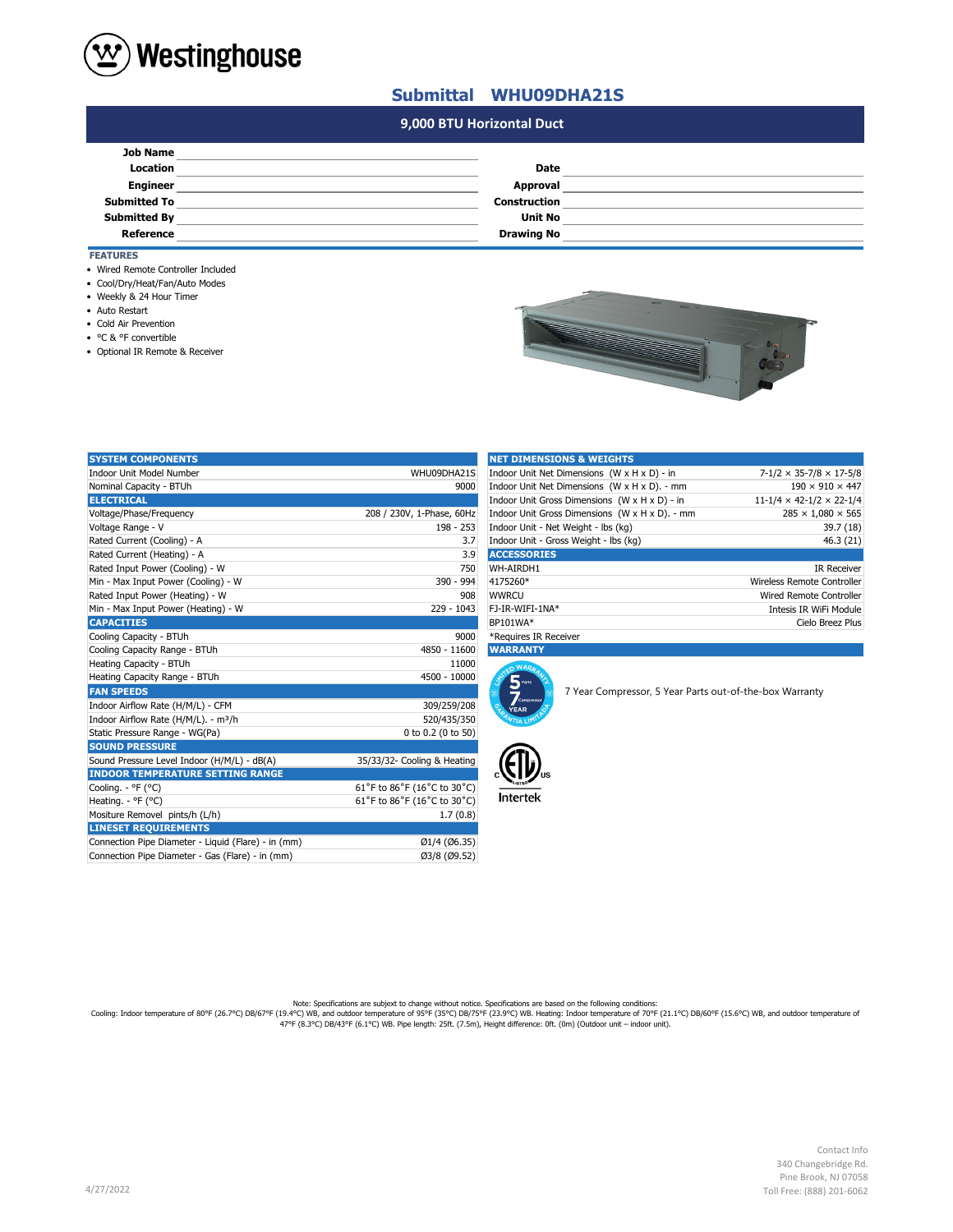# Submittal WHU09DHA21S

## 9,000 BTU Horizontal Duct

| | | | |
|---|---|---|---|
| **Job Name** | | | |
| **Location** | | **Date** | |
| **Engineer** | | **Approval** | |
| **Submitted To** | | **Construction** | |
| **Submitted By** | | **Unit No** | |
| **Reference** | | **Drawing No** | |

### FEATURES

- Wired Remote Controller Included
- Cool/Dry/Heat/Fan/Auto Modes
- Weekly & 24 Hour Timer
- Auto Restart
- Cold Air Prevention
- °C & °F convertible
- Optional IR Remote & Receiver

| SYSTEM COMPONENTS | |
|---|---|
| Indoor Unit Model Number | WHU09DHA21S |
| Nominal Capacity - BTUh | 9000 |
| **ELECTRICAL** | |
| Voltage/Phase/Frequency | 208 / 230V, 1-Phase, 60Hz |
| Voltage Range - V | 198 - 253 |
| Rated Current (Cooling) - A | 3.7 |
| Rated Current (Heating) - A | 3.9 |
| Rated Input Power (Cooling) - W | 750 |
| Min - Max Input Power (Cooling) - W | 390 - 994 |
| Rated Input Power (Heating) - W | 908 |
| Min - Max Input Power (Heating) - W | 229 - 1043 |
| **CAPACITIES** | |
| Cooling Capacity - BTUh | 9000 |
| Cooling Capacity Range - BTUh | 4850 - 11600 |
| Heating Capacity - BTUh | 11000 |
| Heating Capacity Range - BTUh | 4500 - 10000 |
| **FAN SPEEDS** | |
| Indoor Airflow Rate (H/M/L) - CFM | 309/259/208 |
| Indoor Airflow Rate (H/M/L). - m³/h | 520/435/350 |
| Static Pressure Range - WG(Pa) | 0 to 0.2 (0 to 50) |
| **SOUND PRESSURE** | |
| Sound Pressure Level Indoor (H/M/L) - dB(A) | 35/33/32- Cooling & Heating |
| **INDOOR TEMPERATURE SETTING RANGE** | |
| Cooling. - °F (°C) | 61˚F to 86˚F (16˚C to 30˚C) |
| Heating. - °F (°C) | 61˚F to 86˚F (16˚C to 30˚C) |
| Mositure Removel pints/h (L/h) | 1.7 (0.8) |
| **LINESET REQUIREMENTS** | |
| Connection Pipe Diameter - Liquid (Flare) - in (mm) | Ø1/4 (Ø6.35) |
| Connection Pipe Diameter - Gas (Flare) - in (mm) | Ø3/8 (Ø9.52) |

| NET DIMENSIONS & WEIGHTS | |
|---|---|
| Indoor Unit Net Dimensions (W x H x D) - in | 7-1/2 × 35-7/8 × 17-5/8 |
| Indoor Unit Net Dimensions (W x H x D). - mm | 190 × 910 × 447 |
| Indoor Unit Gross Dimensions (W x H x D) - in | 11-1/4 × 42-1/2 × 22-1/4 |
| Indoor Unit Gross Dimensions (W x H x D). - mm | 285 × 1,080 × 565 |
| Indoor Unit - Net Weight - lbs (kg) | 39.7 (18) |
| Indoor Unit - Gross Weight - lbs (kg) | 46.3 (21) |
| **ACCESSORIES** | |
| WH-AIRDH1 | IR Receiver |
| 4175260* | Wireless Remote Controller |
| WWRCU | Wired Remote Controller |
| FJ-IR-WIFI-1NA* | Intesis IR WiFi Module |
| BP101WA* | Cielo Breez Plus |

*Requires IR Receiver

### WARRANTY

7 Year Compressor, 5 Year Parts out-of-the-box Warranty

Intertek

Note: Specifications are subject to change without notice. Specifications are based on the following conditions:
Cooling: Indoor temperature of 80ºF (26.7ºC) DB/67ºF (19.4ºC) WB, and outdoor temperature of 95ºF (35ºC) DB/75ºF (23.9ºC) WB. Heating: Indoor temperature of 70ºF (21.1ºC) DB/60ºF (15.6ºC) WB, and outdoor temperature of 47ºF (8.3ºC) DB/43ºF (6.1ºC) WB. Pipe length: 25ft. (7.5m), Height difference: 0ft. (0m) (Outdoor unit – indoor unit).

4/27/2022

Contact Info
340 Changebridge Rd.
Pine Brook, NJ 07058
Toll Free: (888) 201-6062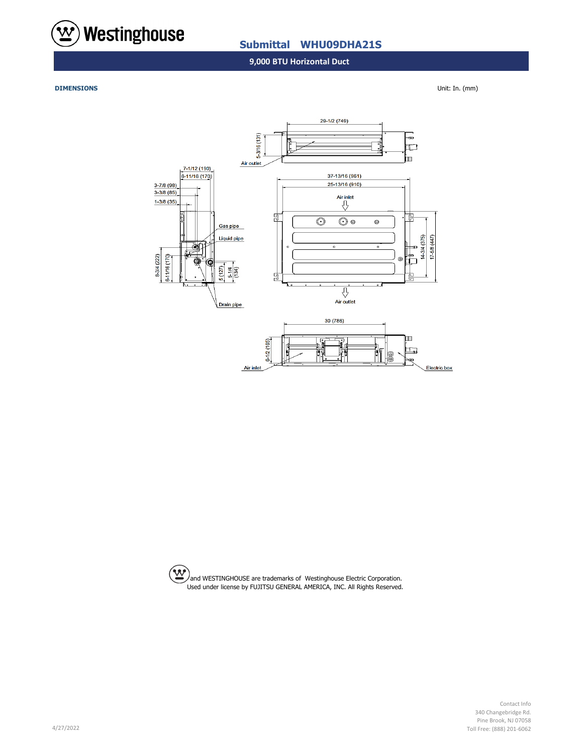## Submittal WHU09DHA21S

**9,000 BTU Horizontal Duct**

**DIMENSIONS**

Unit: In. (mm)

29-1/2 (749)
5-3/16 (131)
Air outlet
7-1/12 (190)
6-11/16 (170)
3-7/8 (98)
3-3/8 (85)
1-3/8 (35)
37-13/16 (961)
25-13/16 (910)
Air inlet
Gas pipe
Liquid pipe
8-3/4 (222)
6-11/16 (170)
5 (127)
5-1/4 (134)
14-3/4 (375)
17-5/8 (447)
Drain pipe
Air outlet
30 (786)
6-1/2 (165)
Air inlet
Electric box

and WESTINGHOUSE are trademarks of Westinghouse Electric Corporation.
Used under license by FUJITSU GENERAL AMERICA, INC. All Rights Reserved.

4/27/2022

Contact Info
340 Changebridge Rd.
Pine Brook, NJ 07058
Toll Free: (888) 201-6062